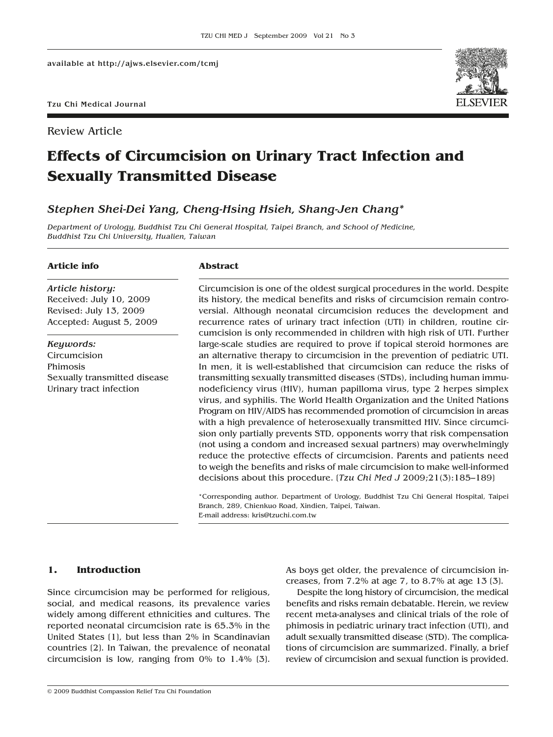available at http://ajws.elsevier.com/tcmj

Tzu Chi Medical Journal

Review Article

# Effects of Circumcision on Urinary Tract Infection and Sexually Transmitted Disease

*Stephen Shei-Dei Yang, Cheng-Hsing Hsieh, Shang-Jen Chang**

*Department of Urology, Buddhist Tzu Chi General Hospital, Taipei Branch, and School of Medicine, Buddhist Tzu Chi University, Hualien, Taiwan*

**Article info**

*Article history:*
Received: July 10, 2009
Revised: July 13, 2009
Accepted: August 5, 2009

*Keywords:*
Circumcision
Phimosis
Sexually transmitted disease
Urinary tract infection

**Abstract**

Circumcision is one of the oldest surgical procedures in the world. Despite its history, the medical benefits and risks of circumcision remain controversial. Although neonatal circumcision reduces the development and recurrence rates of urinary tract infection (UTI) in children, routine circumcision is only recommended in children with high risk of UTI. Further large-scale studies are required to prove if topical steroid hormones are an alternative therapy to circumcision in the prevention of pediatric UTI. In men, it is well-established that circumcision can reduce the risks of transmitting sexually transmitted diseases (STDs), including human immunodeficiency virus (HIV), human papilloma virus, type 2 herpes simplex virus, and syphilis. The World Health Organization and the United Nations Program on HIV/AIDS has recommended promotion of circumcision in areas with a high prevalence of heterosexually transmitted HIV. Since circumcision only partially prevents STD, opponents worry that risk compensation (not using a condom and increased sexual partners) may overwhelmingly reduce the protective effects of circumcision. Parents and patients need to weigh the benefits and risks of male circumcision to make well-informed decisions about this procedure. [*Tzu Chi Med J* 2009;21(3):185–189]

*Corresponding author. Department of Urology, Buddhist Tzu Chi General Hospital, Taipei Branch, 289, Chienkuo Road, Xindien, Taipei, Taiwan.
E-mail address: kris@tzuchi.com.tw

## 1. Introduction

Since circumcision may be performed for religious, social, and medical reasons, its prevalence varies widely among different ethnicities and cultures. The reported neonatal circumcision rate is 65.3% in the United States [1], but less than 2% in Scandinavian countries [2]. In Taiwan, the prevalence of neonatal circumcision is low, ranging from 0% to 1.4% [3]. As boys get older, the prevalence of circumcision increases, from 7.2% at age 7, to 8.7% at age 13 [3].

Despite the long history of circumcision, the medical benefits and risks remain debatable. Herein, we review recent meta-analyses and clinical trials of the role of phimosis in pediatric urinary tract infection (UTI), and adult sexually transmitted disease (STD). The complications of circumcision are summarized. Finally, a brief review of circumcision and sexual function is provided.

© 2009 Buddhist Compassion Relief Tzu Chi Foundation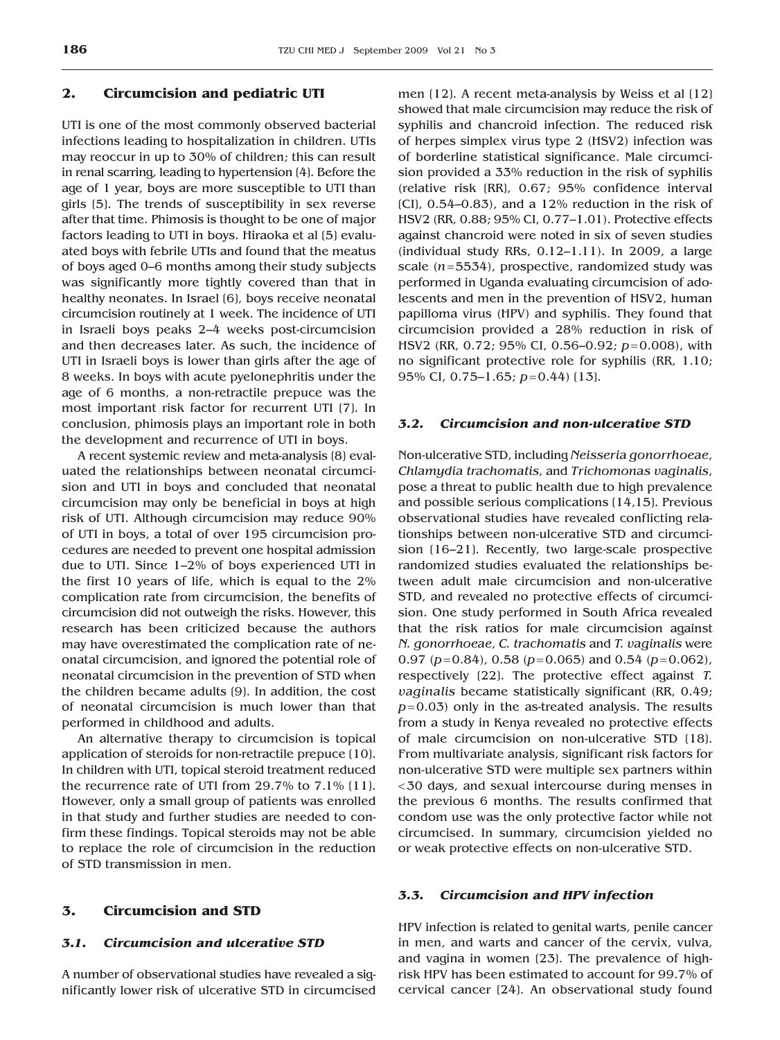## 2. Circumcision and pediatric UTI

UTI is one of the most commonly observed bacterial infections leading to hospitalization in children. UTIs may reoccur in up to 30% of children; this can result in renal scarring, leading to hypertension [4]. Before the age of 1 year, boys are more susceptible to UTI than girls [5]. The trends of susceptibility in sex reverse after that time. Phimosis is thought to be one of major factors leading to UTI in boys. Hiraoka et al [5] evaluated boys with febrile UTIs and found that the meatus of boys aged 0–6 months among their study subjects was significantly more tightly covered than that in healthy neonates. In Israel [6], boys receive neonatal circumcision routinely at 1 week. The incidence of UTI in Israeli boys peaks 2–4 weeks post-circumcision and then decreases later. As such, the incidence of UTI in Israeli boys is lower than girls after the age of 8 weeks. In boys with acute pyelonephritis under the age of 6 months, a non-retractile prepuce was the most important risk factor for recurrent UTI [7]. In conclusion, phimosis plays an important role in both the development and recurrence of UTI in boys.

A recent systemic review and meta-analysis [8] evaluated the relationships between neonatal circumcision and UTI in boys and concluded that neonatal circumcision may only be beneficial in boys at high risk of UTI. Although circumcision may reduce 90% of UTI in boys, a total of over 195 circumcision procedures are needed to prevent one hospital admission due to UTI. Since 1–2% of boys experienced UTI in the first 10 years of life, which is equal to the 2% complication rate from circumcision, the benefits of circumcision did not outweigh the risks. However, this research has been criticized because the authors may have overestimated the complication rate of neonatal circumcision, and ignored the potential role of neonatal circumcision in the prevention of STD when the children became adults [9]. In addition, the cost of neonatal circumcision is much lower than that performed in childhood and adults.

An alternative therapy to circumcision is topical application of steroids for non-retractile prepuce [10]. In children with UTI, topical steroid treatment reduced the recurrence rate of UTI from 29.7% to 7.1% [11]. However, only a small group of patients was enrolled in that study and further studies are needed to confirm these findings. Topical steroids may not be able to replace the role of circumcision in the reduction of STD transmission in men.

## 3. Circumcision and STD

### 3.1. Circumcision and ulcerative STD

A number of observational studies have revealed a significantly lower risk of ulcerative STD in circumcised men [12]. A recent meta-analysis by Weiss et al [12] showed that male circumcision may reduce the risk of syphilis and chancroid infection. The reduced risk of herpes simplex virus type 2 (HSV2) infection was of borderline statistical significance. Male circumcision provided a 33% reduction in the risk of syphilis (relative risk [RR], 0.67; 95% confidence interval [CI], 0.54–0.83), and a 12% reduction in the risk of HSV2 (RR, 0.88; 95% CI, 0.77–1.01). Protective effects against chancroid were noted in six of seven studies (individual study RRs, 0.12–1.11). In 2009, a large scale ($n$=5534), prospective, randomized study was performed in Uganda evaluating circumcision of adolescents and men in the prevention of HSV2, human papilloma virus (HPV) and syphilis. They found that circumcision provided a 28% reduction in risk of HSV2 (RR, 0.72; 95% CI, 0.56–0.92; $p$=0.008), with no significant protective role for syphilis (RR, 1.10; 95% CI, 0.75–1.65; $p$=0.44) [13].

### 3.2. Circumcision and non-ulcerative STD

Non-ulcerative STD, including *Neisseria gonorrhoeae*, *Chlamydia trachomatis*, and *Trichomonas vaginalis*, pose a threat to public health due to high prevalence and possible serious complications [14,15]. Previous observational studies have revealed conflicting relationships between non-ulcerative STD and circumcision [16–21]. Recently, two large-scale prospective randomized studies evaluated the relationships between adult male circumcision and non-ulcerative STD, and revealed no protective effects of circumcision. One study performed in South Africa revealed that the risk ratios for male circumcision against *N. gonorrhoeae*, *C. trachomatis* and *T. vaginalis* were 0.97 ($p$=0.84), 0.58 ($p$=0.065) and 0.54 ($p$=0.062), respectively [22]. The protective effect against *T. vaginalis* became statistically significant (RR, 0.49; $p$=0.03) only in the as-treated analysis. The results from a study in Kenya revealed no protective effects of male circumcision on non-ulcerative STD [18]. From multivariate analysis, significant risk factors for non-ulcerative STD were multiple sex partners within <30 days, and sexual intercourse during menses in the previous 6 months. The results confirmed that condom use was the only protective factor while not circumcised. In summary, circumcision yielded no or weak protective effects on non-ulcerative STD.

### 3.3. Circumcision and HPV infection

HPV infection is related to genital warts, penile cancer in men, and warts and cancer of the cervix, vulva, and vagina in women [23]. The prevalence of high-risk HPV has been estimated to account for 99.7% of cervical cancer [24]. An observational study found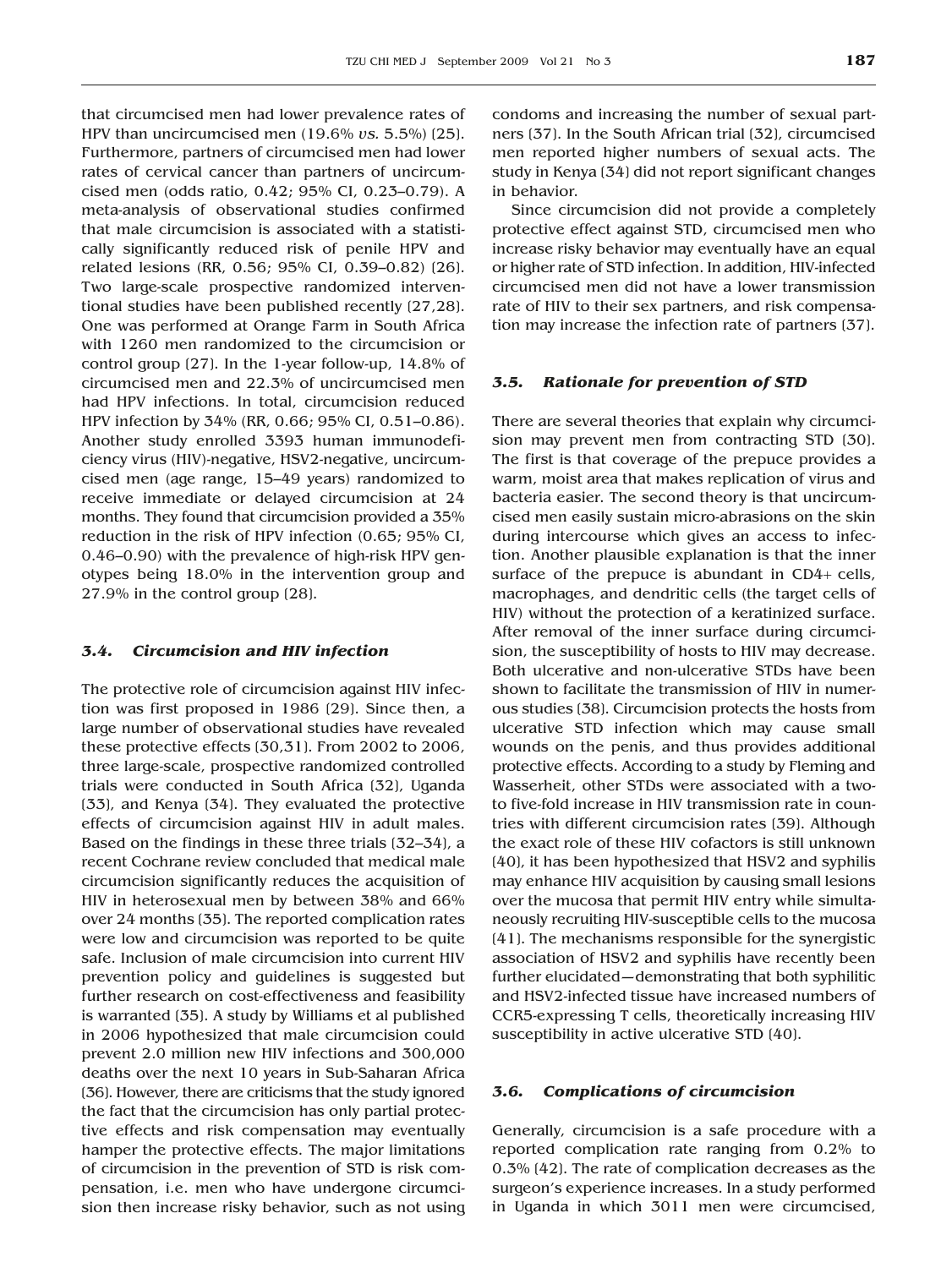that circumcised men had lower prevalence rates of HPV than uncircumcised men (19.6% *vs.* 5.5%) [25]. Furthermore, partners of circumcised men had lower rates of cervical cancer than partners of uncircumcised men (odds ratio, 0.42; 95% CI, 0.23–0.79). A meta-analysis of observational studies confirmed that male circumcision is associated with a statistically significantly reduced risk of penile HPV and related lesions (RR, 0.56; 95% CI, 0.39–0.82) [26]. Two large-scale prospective randomized interventional studies have been published recently [27,28]. One was performed at Orange Farm in South Africa with 1260 men randomized to the circumcision or control group [27]. In the 1-year follow-up, 14.8% of circumcised men and 22.3% of uncircumcised men had HPV infections. In total, circumcision reduced HPV infection by 34% (RR, 0.66; 95% CI, 0.51–0.86). Another study enrolled 3393 human immunodeficiency virus (HIV)-negative, HSV2-negative, uncircumcised men (age range, 15–49 years) randomized to receive immediate or delayed circumcision at 24 months. They found that circumcision provided a 35% reduction in the risk of HPV infection (0.65; 95% CI, 0.46–0.90) with the prevalence of high-risk HPV genotypes being 18.0% in the intervention group and 27.9% in the control group [28].

### 3.4. Circumcision and HIV infection

The protective role of circumcision against HIV infection was first proposed in 1986 [29]. Since then, a large number of observational studies have revealed these protective effects [30,31]. From 2002 to 2006, three large-scale, prospective randomized controlled trials were conducted in South Africa [32], Uganda [33], and Kenya [34]. They evaluated the protective effects of circumcision against HIV in adult males. Based on the findings in these three trials [32–34], a recent Cochrane review concluded that medical male circumcision significantly reduces the acquisition of HIV in heterosexual men by between 38% and 66% over 24 months [35]. The reported complication rates were low and circumcision was reported to be quite safe. Inclusion of male circumcision into current HIV prevention policy and guidelines is suggested but further research on cost-effectiveness and feasibility is warranted [35]. A study by Williams et al published in 2006 hypothesized that male circumcision could prevent 2.0 million new HIV infections and 300,000 deaths over the next 10 years in Sub-Saharan Africa [36]. However, there are criticisms that the study ignored the fact that the circumcision has only partial protective effects and risk compensation may eventually hamper the protective effects. The major limitations of circumcision in the prevention of STD is risk compensation, i.e. men who have undergone circumcision then increase risky behavior, such as not using condoms and increasing the number of sexual partners [37]. In the South African trial [32], circumcised men reported higher numbers of sexual acts. The study in Kenya [34] did not report significant changes in behavior.

Since circumcision did not provide a completely protective effect against STD, circumcised men who increase risky behavior may eventually have an equal or higher rate of STD infection. In addition, HIV-infected circumcised men did not have a lower transmission rate of HIV to their sex partners, and risk compensation may increase the infection rate of partners [37].

### 3.5. Rationale for prevention of STD

There are several theories that explain why circumcision may prevent men from contracting STD [30]. The first is that coverage of the prepuce provides a warm, moist area that makes replication of virus and bacteria easier. The second theory is that uncircumcised men easily sustain micro-abrasions on the skin during intercourse which gives an access to infection. Another plausible explanation is that the inner surface of the prepuce is abundant in CD4+ cells, macrophages, and dendritic cells (the target cells of HIV) without the protection of a keratinized surface. After removal of the inner surface during circumcision, the susceptibility of hosts to HIV may decrease. Both ulcerative and non-ulcerative STDs have been shown to facilitate the transmission of HIV in numerous studies [38]. Circumcision protects the hosts from ulcerative STD infection which may cause small wounds on the penis, and thus provides additional protective effects. According to a study by Fleming and Wasserheit, other STDs were associated with a two- to five-fold increase in HIV transmission rate in countries with different circumcision rates [39]. Although the exact role of these HIV cofactors is still unknown [40], it has been hypothesized that HSV2 and syphilis may enhance HIV acquisition by causing small lesions over the mucosa that permit HIV entry while simultaneously recruiting HIV-susceptible cells to the mucosa [41]. The mechanisms responsible for the synergistic association of HSV2 and syphilis have recently been further elucidated—demonstrating that both syphilitic and HSV2-infected tissue have increased numbers of CCR5-expressing T cells, theoretically increasing HIV susceptibility in active ulcerative STD [40].

### 3.6. Complications of circumcision

Generally, circumcision is a safe procedure with a reported complication rate ranging from 0.2% to 0.3% [42]. The rate of complication decreases as the surgeon's experience increases. In a study performed in Uganda in which 3011 men were circumcised,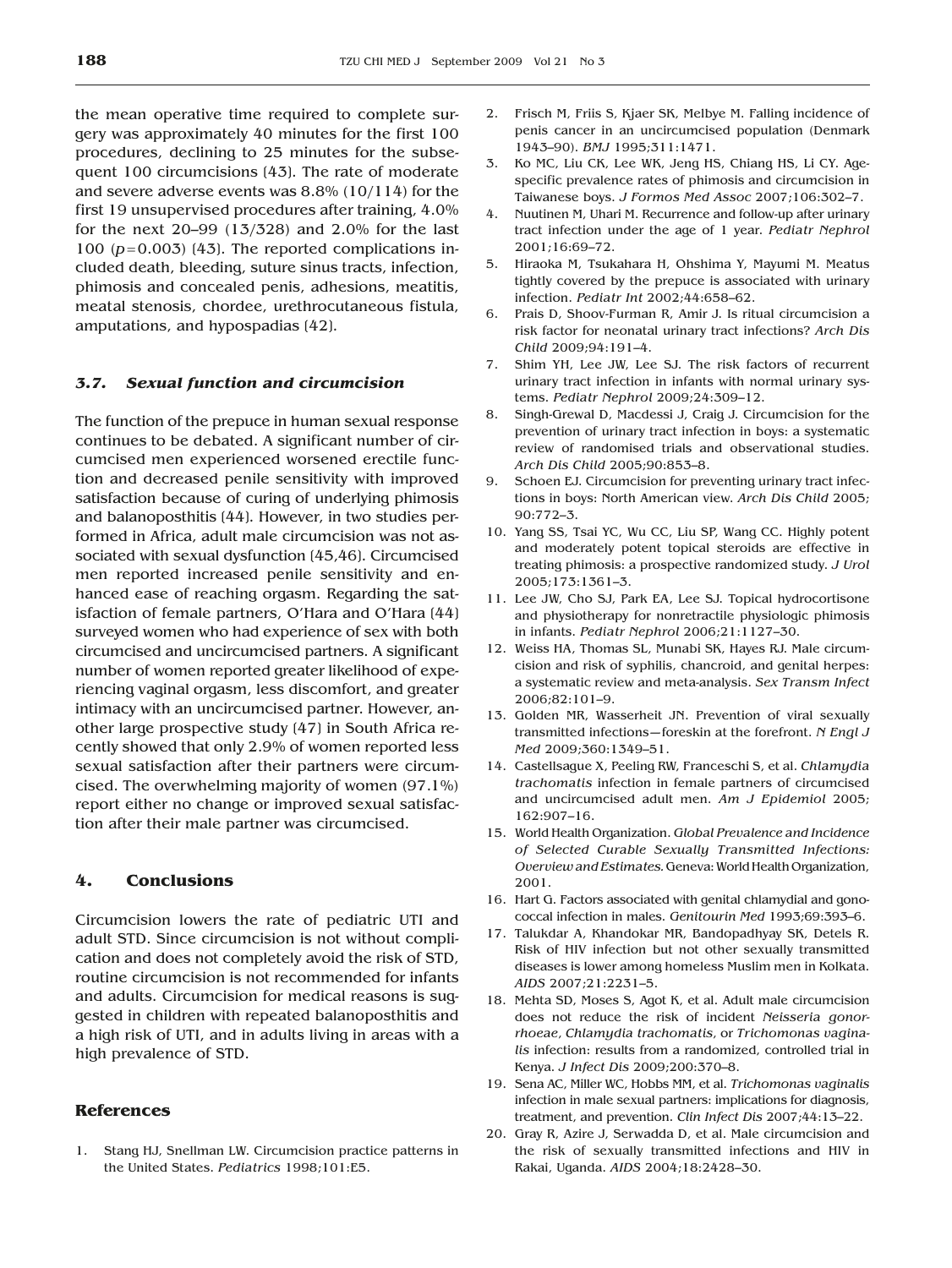the mean operative time required to complete surgery was approximately 40 minutes for the first 100 procedures, declining to 25 minutes for the subsequent 100 circumcisions [43]. The rate of moderate and severe adverse events was 8.8% (10/114) for the first 19 unsupervised procedures after training, 4.0% for the next 20–99 (13/328) and 2.0% for the last 100 ($p$=0.003) [43]. The reported complications included death, bleeding, suture sinus tracts, infection, phimosis and concealed penis, adhesions, meatitis, meatal stenosis, chordee, urethrocutaneous fistula, amputations, and hypospadias [42].

### *3.7. Sexual function and circumcision*

The function of the prepuce in human sexual response continues to be debated. A significant number of circumcised men experienced worsened erectile function and decreased penile sensitivity with improved satisfaction because of curing of underlying phimosis and balanoposthitis [44]. However, in two studies performed in Africa, adult male circumcision was not associated with sexual dysfunction [45,46]. Circumcised men reported increased penile sensitivity and enhanced ease of reaching orgasm. Regarding the satisfaction of female partners, O'Hara and O'Hara [44] surveyed women who had experience of sex with both circumcised and uncircumcised partners. A significant number of women reported greater likelihood of experiencing vaginal orgasm, less discomfort, and greater intimacy with an uncircumcised partner. However, another large prospective study [47] in South Africa recently showed that only 2.9% of women reported less sexual satisfaction after their partners were circumcised. The overwhelming majority of women (97.1%) report either no change or improved sexual satisfaction after their male partner was circumcised.

## 4. Conclusions

Circumcision lowers the rate of pediatric UTI and adult STD. Since circumcision is not without complication and does not completely avoid the risk of STD, routine circumcision is not recommended for infants and adults. Circumcision for medical reasons is suggested in children with repeated balanoposthitis and a high risk of UTI, and in adults living in areas with a high prevalence of STD.

## References

1. Stang HJ, Snellman LW. Circumcision practice patterns in the United States. *Pediatrics* 1998;101:E5.
2. Frisch M, Friis S, Kjaer SK, Melbye M. Falling incidence of penis cancer in an uncircumcised population (Denmark 1943–90). *BMJ* 1995;311:1471.
3. Ko MC, Liu CK, Lee WK, Jeng HS, Chiang HS, Li CY. Age-specific prevalence rates of phimosis and circumcision in Taiwanese boys. *J Formos Med Assoc* 2007;106:302–7.
4. Nuutinen M, Uhari M. Recurrence and follow-up after urinary tract infection under the age of 1 year. *Pediatr Nephrol* 2001;16:69–72.
5. Hiraoka M, Tsukahara H, Ohshima Y, Mayumi M. Meatus tightly covered by the prepuce is associated with urinary infection. *Pediatr Int* 2002;44:658–62.
6. Prais D, Shoov-Furman R, Amir J. Is ritual circumcision a risk factor for neonatal urinary tract infections? *Arch Dis Child* 2009;94:191–4.
7. Shim YH, Lee JW, Lee SJ. The risk factors of recurrent urinary tract infection in infants with normal urinary systems. *Pediatr Nephrol* 2009;24:309–12.
8. Singh-Grewal D, Macdessi J, Craig J. Circumcision for the prevention of urinary tract infection in boys: a systematic review of randomised trials and observational studies. *Arch Dis Child* 2005;90:853–8.
9. Schoen EJ. Circumcision for preventing urinary tract infections in boys: North American view. *Arch Dis Child* 2005; 90:772–3.
10. Yang SS, Tsai YC, Wu CC, Liu SP, Wang CC. Highly potent and moderately potent topical steroids are effective in treating phimosis: a prospective randomized study. *J Urol* 2005;173:1361–3.
11. Lee JW, Cho SJ, Park EA, Lee SJ. Topical hydrocortisone and physiotherapy for nonretractile physiologic phimosis in infants. *Pediatr Nephrol* 2006;21:1127–30.
12. Weiss HA, Thomas SL, Munabi SK, Hayes RJ. Male circumcision and risk of syphilis, chancroid, and genital herpes: a systematic review and meta-analysis. *Sex Transm Infect* 2006;82:101–9.
13. Golden MR, Wasserheit JN. Prevention of viral sexually transmitted infections—foreskin at the forefront. *N Engl J Med* 2009;360:1349–51.
14. Castellsague X, Peeling RW, Franceschi S, et al. *Chlamydia trachomatis* infection in female partners of circumcised and uncircumcised adult men. *Am J Epidemiol* 2005; 162:907–16.
15. World Health Organization. *Global Prevalence and Incidence of Selected Curable Sexually Transmitted Infections: Overview and Estimates.* Geneva: World Health Organization, 2001.
16. Hart G. Factors associated with genital chlamydial and gonococcal infection in males. *Genitourin Med* 1993;69:393–6.
17. Talukdar A, Khandokar MR, Bandopadhyay SK, Detels R. Risk of HIV infection but not other sexually transmitted diseases is lower among homeless Muslim men in Kolkata. *AIDS* 2007;21:2231–5.
18. Mehta SD, Moses S, Agot K, et al. Adult male circumcision does not reduce the risk of incident *Neisseria gonorrhoeae*, *Chlamydia trachomatis*, or *Trichomonas vaginalis* infection: results from a randomized, controlled trial in Kenya. *J Infect Dis* 2009;200:370–8.
19. Sena AC, Miller WC, Hobbs MM, et al. *Trichomonas vaginalis* infection in male sexual partners: implications for diagnosis, treatment, and prevention. *Clin Infect Dis* 2007;44:13–22.
20. Gray R, Azire J, Serwadda D, et al. Male circumcision and the risk of sexually transmitted infections and HIV in Rakai, Uganda. *AIDS* 2004;18:2428–30.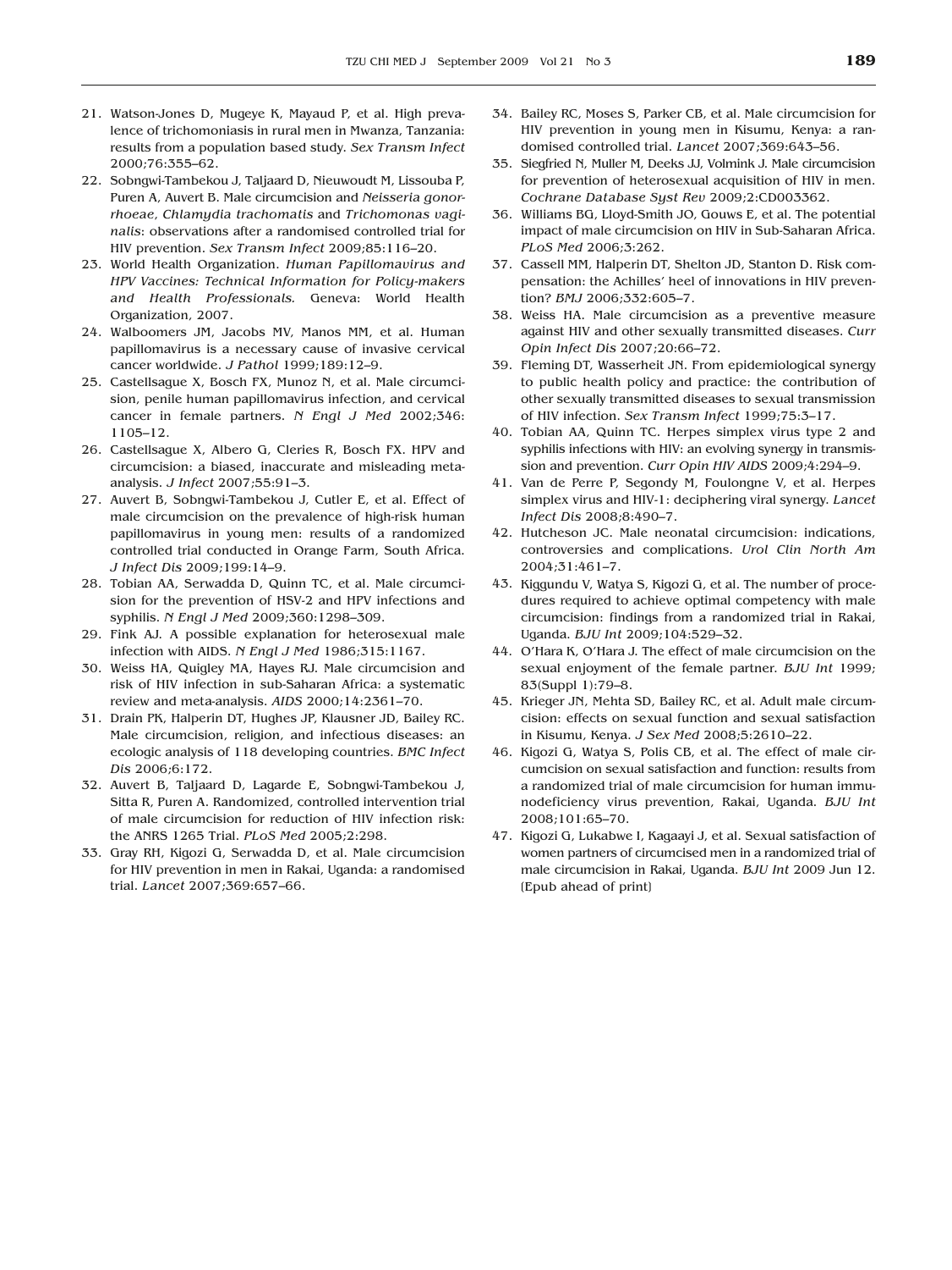21. Watson-Jones D, Mugeye K, Mayaud P, et al. High prevalence of trichomoniasis in rural men in Mwanza, Tanzania: results from a population based study. *Sex Transm Infect* 2000;76:355–62.
22. Sobngwi-Tambekou J, Taljaard D, Nieuwoudt M, Lissouba P, Puren A, Auvert B. Male circumcision and *Neisseria gonorrhoeae*, *Chlamydia trachomatis* and *Trichomonas vaginalis*: observations after a randomised controlled trial for HIV prevention. *Sex Transm Infect* 2009;85:116–20.
23. World Health Organization. *Human Papillomavirus and HPV Vaccines: Technical Information for Policy-makers and Health Professionals.* Geneva: World Health Organization, 2007.
24. Walboomers JM, Jacobs MV, Manos MM, et al. Human papillomavirus is a necessary cause of invasive cervical cancer worldwide. *J Pathol* 1999;189:12–9.
25. Castellsague X, Bosch FX, Munoz N, et al. Male circumcision, penile human papillomavirus infection, and cervical cancer in female partners. *N Engl J Med* 2002;346: 1105–12.
26. Castellsague X, Albero G, Cleries R, Bosch FX. HPV and circumcision: a biased, inaccurate and misleading meta-analysis. *J Infect* 2007;55:91–3.
27. Auvert B, Sobngwi-Tambekou J, Cutler E, et al. Effect of male circumcision on the prevalence of high-risk human papillomavirus in young men: results of a randomized controlled trial conducted in Orange Farm, South Africa. *J Infect Dis* 2009;199:14–9.
28. Tobian AA, Serwadda D, Quinn TC, et al. Male circumcision for the prevention of HSV-2 and HPV infections and syphilis. *N Engl J Med* 2009;360:1298–309.
29. Fink AJ. A possible explanation for heterosexual male infection with AIDS. *N Engl J Med* 1986;315:1167.
30. Weiss HA, Quigley MA, Hayes RJ. Male circumcision and risk of HIV infection in sub-Saharan Africa: a systematic review and meta-analysis. *AIDS* 2000;14:2361–70.
31. Drain PK, Halperin DT, Hughes JP, Klausner JD, Bailey RC. Male circumcision, religion, and infectious diseases: an ecologic analysis of 118 developing countries. *BMC Infect Dis* 2006;6:172.
32. Auvert B, Taljaard D, Lagarde E, Sobngwi-Tambekou J, Sitta R, Puren A. Randomized, controlled intervention trial of male circumcision for reduction of HIV infection risk: the ANRS 1265 Trial. *PLoS Med* 2005;2:298.
33. Gray RH, Kigozi G, Serwadda D, et al. Male circumcision for HIV prevention in men in Rakai, Uganda: a randomised trial. *Lancet* 2007;369:657–66.
34. Bailey RC, Moses S, Parker CB, et al. Male circumcision for HIV prevention in young men in Kisumu, Kenya: a randomised controlled trial. *Lancet* 2007;369:643–56.
35. Siegfried N, Muller M, Deeks JJ, Volmink J. Male circumcision for prevention of heterosexual acquisition of HIV in men. *Cochrane Database Syst Rev* 2009;2:CD003362.
36. Williams BG, Lloyd-Smith JO, Gouws E, et al. The potential impact of male circumcision on HIV in Sub-Saharan Africa. *PLoS Med* 2006;3:262.
37. Cassell MM, Halperin DT, Shelton JD, Stanton D. Risk compensation: the Achilles' heel of innovations in HIV prevention? *BMJ* 2006;332:605–7.
38. Weiss HA. Male circumcision as a preventive measure against HIV and other sexually transmitted diseases. *Curr Opin Infect Dis* 2007;20:66–72.
39. Fleming DT, Wasserheit JN. From epidemiological synergy to public health policy and practice: the contribution of other sexually transmitted diseases to sexual transmission of HIV infection. *Sex Transm Infect* 1999;75:3–17.
40. Tobian AA, Quinn TC. Herpes simplex virus type 2 and syphilis infections with HIV: an evolving synergy in transmission and prevention. *Curr Opin HIV AIDS* 2009;4:294–9.
41. Van de Perre P, Segondy M, Foulongne V, et al. Herpes simplex virus and HIV-1: deciphering viral synergy. *Lancet Infect Dis* 2008;8:490–7.
42. Hutcheson JC. Male neonatal circumcision: indications, controversies and complications. *Urol Clin North Am* 2004;31:461–7.
43. Kiggundu V, Watya S, Kigozi G, et al. The number of procedures required to achieve optimal competency with male circumcision: findings from a randomized trial in Rakai, Uganda. *BJU Int* 2009;104:529–32.
44. O'Hara K, O'Hara J. The effect of male circumcision on the sexual enjoyment of the female partner. *BJU Int* 1999; 83(Suppl 1):79–8.
45. Krieger JN, Mehta SD, Bailey RC, et al. Adult male circumcision: effects on sexual function and sexual satisfaction in Kisumu, Kenya. *J Sex Med* 2008;5:2610–22.
46. Kigozi G, Watya S, Polis CB, et al. The effect of male circumcision on sexual satisfaction and function: results from a randomized trial of male circumcision for human immunodeficiency virus prevention, Rakai, Uganda. *BJU Int* 2008;101:65–70.
47. Kigozi G, Lukabwe I, Kagaayi J, et al. Sexual satisfaction of women partners of circumcised men in a randomized trial of male circumcision in Rakai, Uganda. *BJU Int* 2009 Jun 12. (Epub ahead of print)